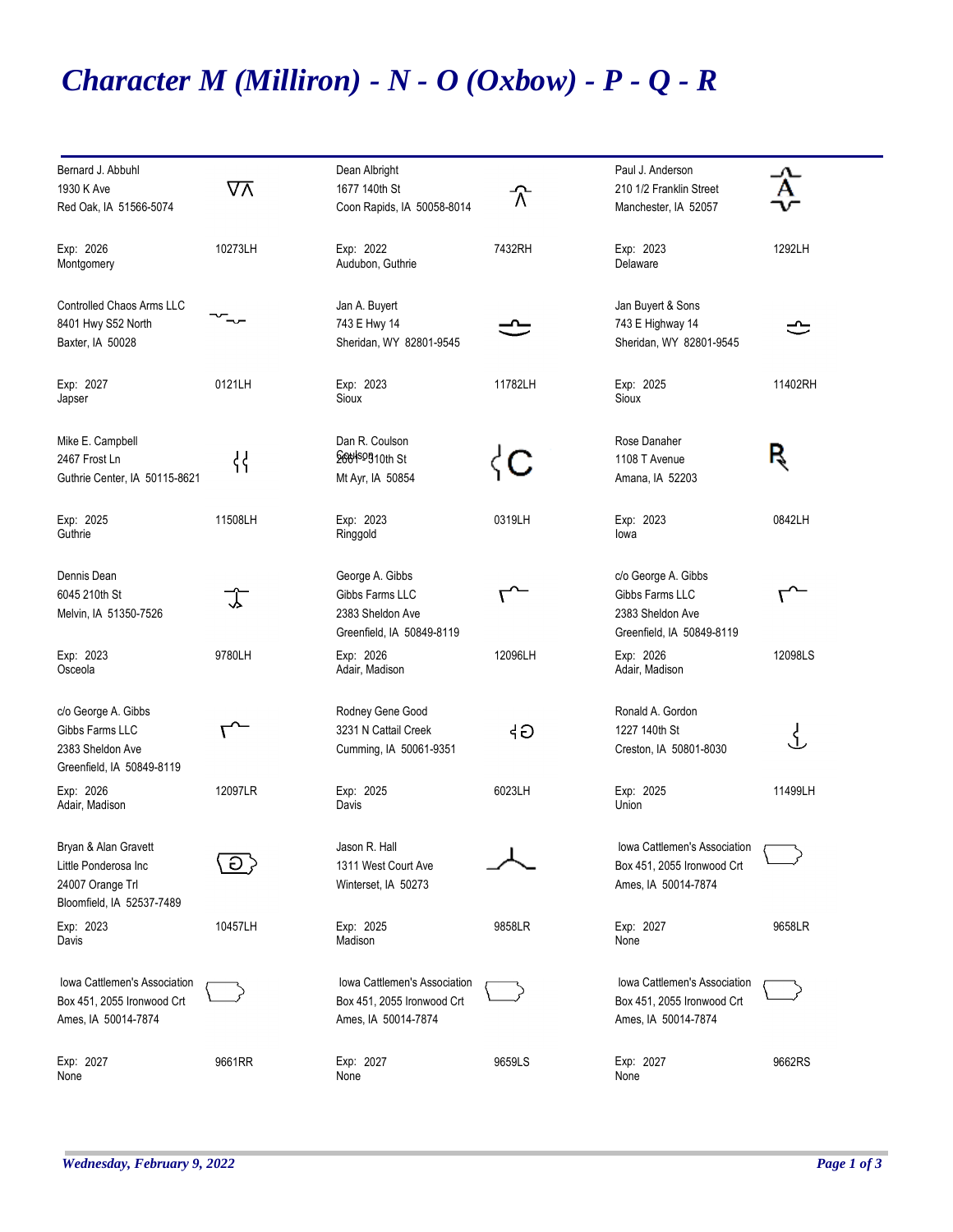# Character M (Milliron) - N - O (Oxbow) - P - Q - R

| Owner | Brand ID | Owner | Brand ID | Owner | Brand ID |
|---|---|---|---|---|---|
| Bernard J. Abbuhl<br>1930 K Ave<br>Red Oak, IA 51566-5074<br><br>Exp: 2026<br>Montgomery | 10273LH | Dean Albright<br>1677 140th St<br>Coon Rapids, IA 50058-8014<br><br>Exp: 2022<br>Audubon, Guthrie | 7432RH | Paul J. Anderson<br>210 1/2 Franklin Street<br>Manchester, IA 52057<br><br>Exp: 2023<br>Delaware | 1292LH |
| Controlled Chaos Arms LLC<br>8401 Hwy S52 North<br>Baxter, IA 50028<br><br>Exp: 2027<br>Japser | 0121LH | Jan A. Buyert<br>743 E Hwy 14<br>Sheridan, WY 82801-9545<br><br>Exp: 2023<br>Sioux | 11782LH | Jan Buyert & Sons<br>743 E Highway 14<br>Sheridan, WY 82801-9545<br><br>Exp: 2025<br>Sioux | 11402RH |
| Mike E. Campbell<br>2467 Frost Ln<br>Guthrie Center, IA 50115-8621<br><br>Exp: 2025<br>Guthrie | 11508LH | Dan R. Coulson<br>2601 310th St<br>Mt Ayr, IA 50854<br><br>Exp: 2023<br>Ringgold | 0319LH | Rose Danaher<br>1108 T Avenue<br>Amana, IA 52203<br><br>Exp: 2023<br>Iowa | 0842LH |
| Dennis Dean<br>6045 210th St<br>Melvin, IA 51350-7526<br><br>Exp: 2023<br>Osceola | 9780LH | George A. Gibbs<br>Gibbs Farms LLC<br>2383 Sheldon Ave<br>Greenfield, IA 50849-8119<br><br>Exp: 2026<br>Adair, Madison | 12096LH | c/o George A. Gibbs<br>Gibbs Farms LLC<br>2383 Sheldon Ave<br>Greenfield, IA 50849-8119<br><br>Exp: 2026<br>Adair, Madison | 12098LS |
| c/o George A. Gibbs<br>Gibbs Farms LLC<br>2383 Sheldon Ave<br>Greenfield, IA 50849-8119<br><br>Exp: 2026<br>Adair, Madison | 12097LR | Rodney Gene Good<br>3231 N Cattail Creek<br>Cumming, IA 50061-9351<br><br>Exp: 2025<br>Davis | 6023LH | Ronald A. Gordon<br>1227 140th St<br>Creston, IA 50801-8030<br><br>Exp: 2025<br>Union | 11499LH |
| Bryan & Alan Gravett<br>Little Ponderosa Inc<br>24007 Orange Trl<br>Bloomfield, IA 52537-7489<br><br>Exp: 2023<br>Davis | 10457LH | Jason R. Hall<br>1311 West Court Ave<br>Winterset, IA 50273<br><br>Exp: 2025<br>Madison | 9858LR | Iowa Cattlemen's Association<br>Box 451, 2055 Ironwood Crt<br>Ames, IA 50014-7874<br><br>Exp: 2027<br>None | 9658LR |
| Iowa Cattlemen's Association<br>Box 451, 2055 Ironwood Crt<br>Ames, IA 50014-7874<br><br>Exp: 2027<br>None | 9661RR | Iowa Cattlemen's Association<br>Box 451, 2055 Ironwood Crt<br>Ames, IA 50014-7874<br><br>Exp: 2027<br>None | 9659LS | Iowa Cattlemen's Association<br>Box 451, 2055 Ironwood Crt<br>Ames, IA 50014-7874<br><br>Exp: 2027<br>None | 9662RS |

*Wednesday, February 9, 2022*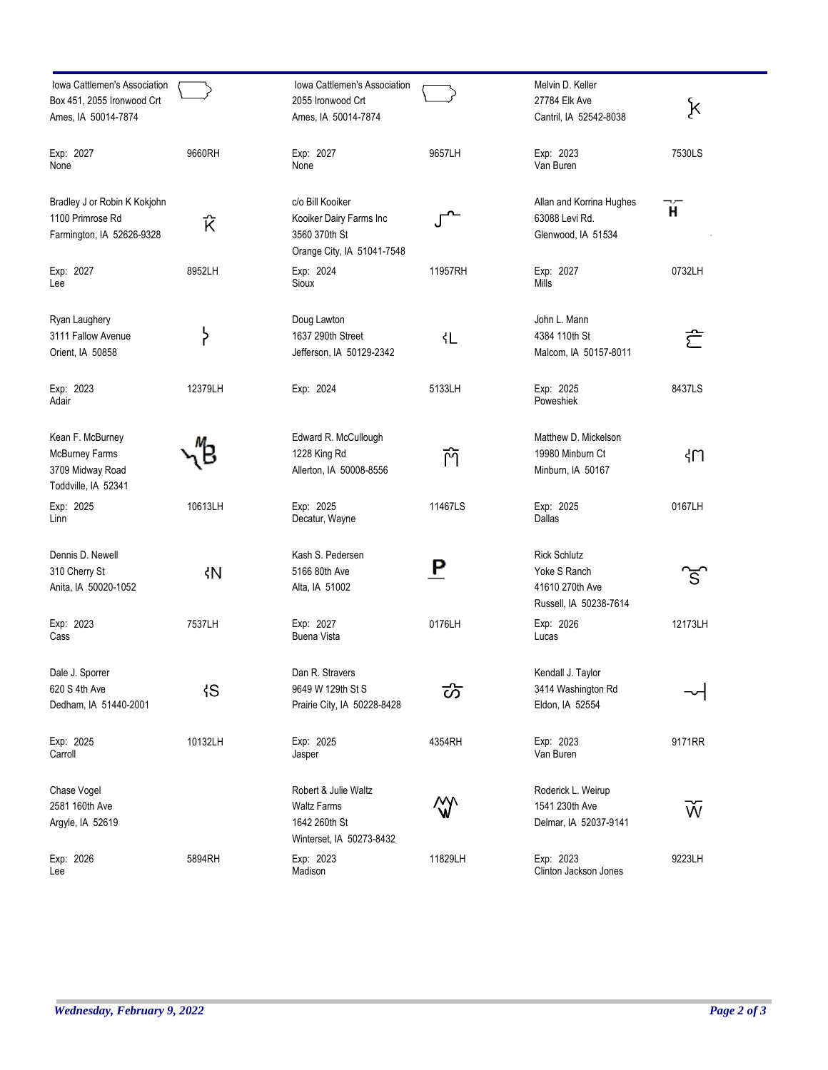Iowa Cattlemen's Association
Box 451, 2055 Ironwood Crt
Ames, IA 50014-7874

Exp: 2027 | 9660RH
None

Iowa Cattlemen's Association
2055 Ironwood Crt
Ames, IA 50014-7874

Exp: 2027 | 9657LH
None

Melvin D. Keller
27784 Elk Ave
Cantril, IA 52542-8038

Exp: 2023 | 7530LS
Van Buren

Bradley J or Robin K Kokjohn
1100 Primrose Rd
Farmington, IA 52626-9328

Exp: 2027 | 8952LH
Lee

c/o Bill Kooiker
Kooiker Dairy Farms Inc
3560 370th St
Orange City, IA 51041-7548

Exp: 2024 | 11957RH
Sioux

Allan and Korrina Hughes
63088 Levi Rd.
Glenwood, IA 51534

Exp: 2027 | 0732LH
Mills

Ryan Laughery
3111 Fallow Avenue
Orient, IA 50858

Exp: 2023 | 12379LH
Adair

Doug Lawton
1637 290th Street
Jefferson, IA 50129-2342

Exp: 2024 | 5133LH

John L. Mann
4384 110th St
Malcom, IA 50157-8011

Exp: 2025 | 8437LS
Poweshiek

Kean F. McBurney
McBurney Farms
3709 Midway Road
Toddville, IA 52341

Exp: 2025 | 10613LH
Linn

Edward R. McCullough
1228 King Rd
Allerton, IA 50008-8556

Exp: 2025 | 11467LS
Decatur, Wayne

Matthew D. Mickelson
19980 Minburn Ct
Minburn, IA 50167

Exp: 2025 | 0167LH
Dallas

Dennis D. Newell
310 Cherry St
Anita, IA 50020-1052

Exp: 2023 | 7537LH
Cass

Kash S. Pedersen
5166 80th Ave
Alta, IA 51002

Exp: 2027 | 0176LH
Buena Vista

Rick Schlutz
Yoke S Ranch
41610 270th Ave
Russell, IA 50238-7614

Exp: 2026 | 12173LH
Lucas

Dale J. Sporrer
620 S 4th Ave
Dedham, IA 51440-2001

Exp: 2025 | 10132LH
Carroll

Dan R. Stravers
9649 W 129th St S
Prairie City, IA 50228-8428

Exp: 2025 | 4354RH
Jasper

Kendall J. Taylor
3414 Washington Rd
Eldon, IA 52554

Exp: 2023 | 9171RR
Van Buren

Chase Vogel
2581 160th Ave
Argyle, IA 52619

Exp: 2026 | 5894RH
Lee

Robert & Julie Waltz
Waltz Farms
1642 260th St
Winterset, IA 50273-8432

Exp: 2023 | 11829LH
Madison

Roderick L. Weirup
1541 230th Ave
Delmar, IA 52037-9141

Exp: 2023 | 9223LH
Clinton Jackson Jones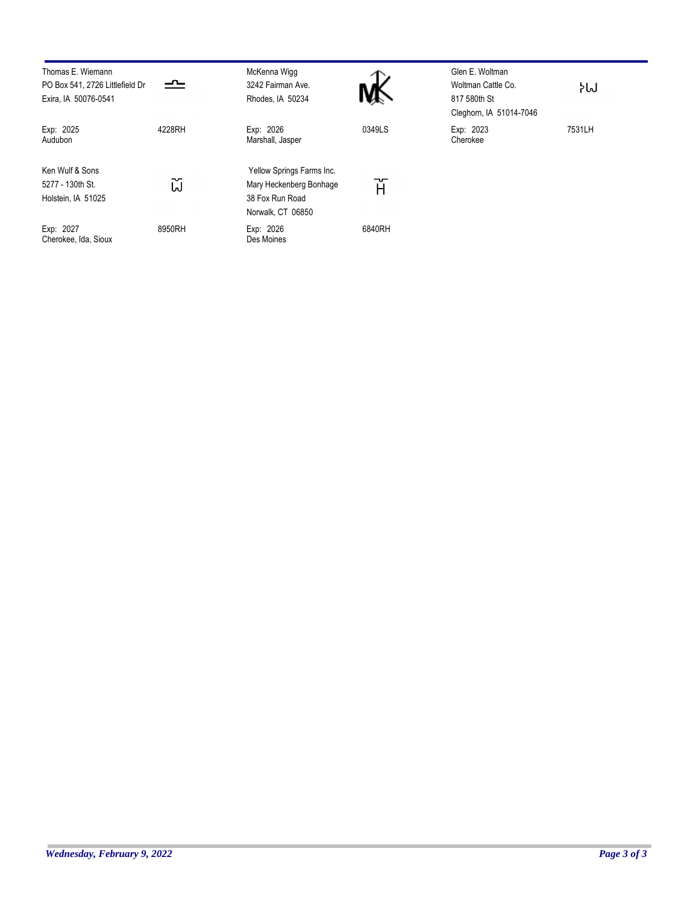Thomas E. Wiemann
PO Box 541, 2726 Littlefield Dr
Exira, IA 50076-0541

Exp: 2025 — 4228RH
Audubon

McKenna Wigg
3242 Fairman Ave.
Rhodes, IA 50234

Exp: 2026 — 0349LS
Marshall, Jasper

Glen E. Woltman
Woltman Cattle Co.
817 580th St
Cleghorn, IA 51014-7046

Exp: 2023 — 7531LH
Cherokee

Ken Wulf & Sons
5277 - 130th St.
Holstein, IA 51025

Exp: 2027 — 8950RH
Cherokee, Ida, Sioux

Yellow Springs Farms Inc.
Mary Heckenberg Bonhage
38 Fox Run Road
Norwalk, CT 06850

Exp: 2026 — 6840RH
Des Moines

*Wednesday, February 9, 2022*